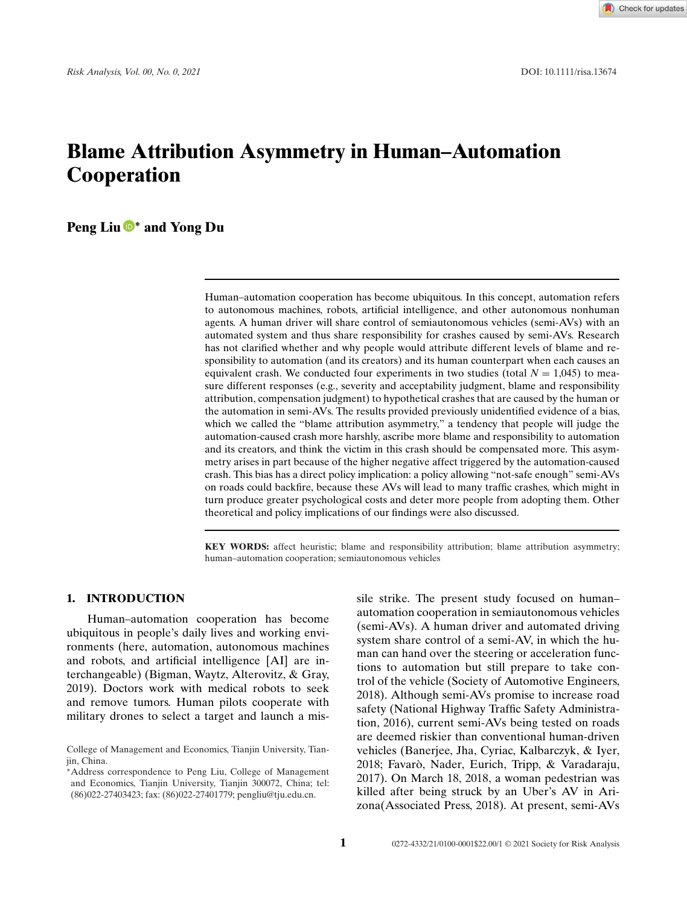# Blame Attribution Asymmetry in Human–Automation Cooperation

**Peng Liu*** **and Yong Du**

Human–automation cooperation has become ubiquitous. In this concept, automation refers to autonomous machines, robots, artificial intelligence, and other autonomous nonhuman agents. A human driver will share control of semiautonomous vehicles (semi-AVs) with an automated system and thus share responsibility for crashes caused by semi-AVs. Research has not clarified whether and why people would attribute different levels of blame and responsibility to automation (and its creators) and its human counterpart when each causes an equivalent crash. We conducted four experiments in two studies (total $N = 1{,}045$) to measure different responses (e.g., severity and acceptability judgment, blame and responsibility attribution, compensation judgment) to hypothetical crashes that are caused by the human or the automation in semi-AVs. The results provided previously unidentified evidence of a bias, which we called the "blame attribution asymmetry," a tendency that people will judge the automation-caused crash more harshly, ascribe more blame and responsibility to automation and its creators, and think the victim in this crash should be compensated more. This asymmetry arises in part because of the higher negative affect triggered by the automation-caused crash. This bias has a direct policy implication: a policy allowing "not-safe enough" semi-AVs on roads could backfire, because these AVs will lead to many traffic crashes, which might in turn produce greater psychological costs and deter more people from adopting them. Other theoretical and policy implications of our findings were also discussed.

**KEY WORDS:** affect heuristic; blame and responsibility attribution; blame attribution asymmetry; human–automation cooperation; semiautonomous vehicles

## 1. INTRODUCTION

Human–automation cooperation has become ubiquitous in people's daily lives and working environments (here, automation, autonomous machines and robots, and artificial intelligence [AI] are interchangeable) (Bigman, Waytz, Alterovitz, & Gray, 2019). Doctors work with medical robots to seek and remove tumors. Human pilots cooperate with military drones to select a target and launch a missile strike. The present study focused on human–automation cooperation in semiautonomous vehicles (semi-AVs). A human driver and automated driving system share control of a semi-AV, in which the human can hand over the steering or acceleration functions to automation but still prepare to take control of the vehicle (Society of Automotive Engineers, 2018). Although semi-AVs promise to increase road safety (National Highway Traffic Safety Administration, 2016), current semi-AVs being tested on roads are deemed riskier than conventional human-driven vehicles (Banerjee, Jha, Cyriac, Kalbarczyk, & Iyer, 2018; Favarò, Nader, Eurich, Tripp, & Varadaraju, 2017). On March 18, 2018, a woman pedestrian was killed after being struck by an Uber's AV in Arizona(Associated Press, 2018). At present, semi-AVs

College of Management and Economics, Tianjin University, Tianjin, China.

*Address correspondence to Peng Liu, College of Management and Economics, Tianjin University, Tianjin 300072, China; tel: (86)022-27403423; fax: (86)022-27401779; pengliu@tju.edu.cn.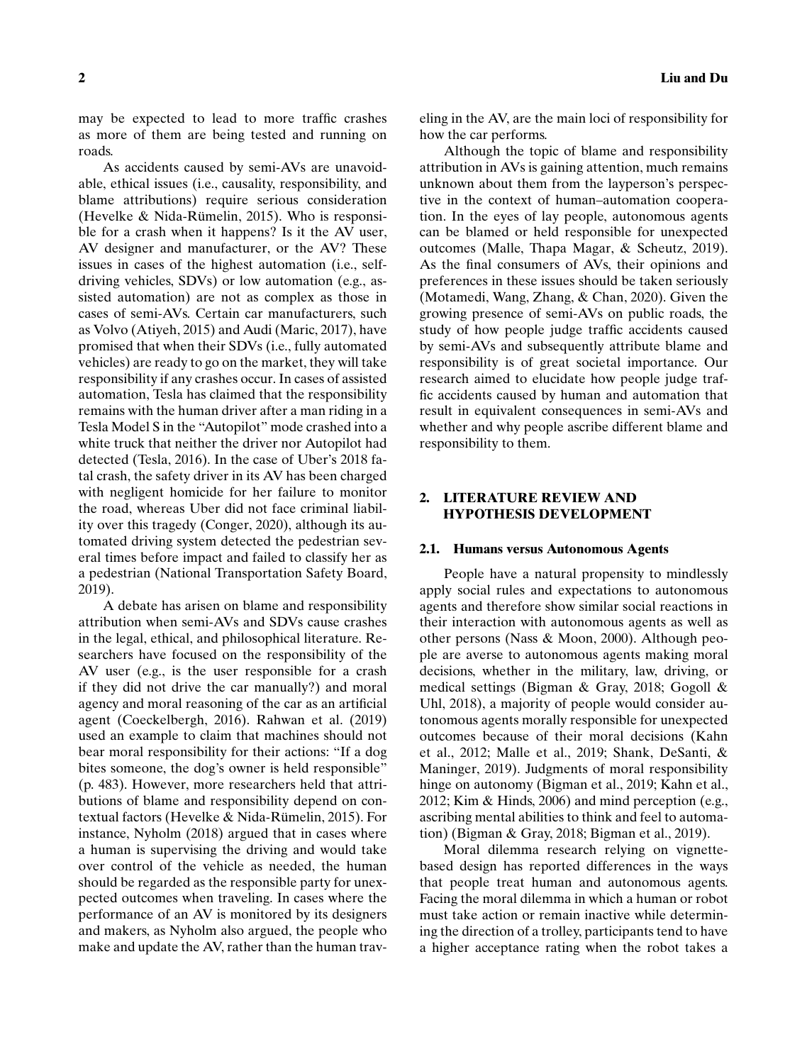may be expected to lead to more traffic crashes as more of them are being tested and running on roads.

As accidents caused by semi-AVs are unavoidable, ethical issues (i.e., causality, responsibility, and blame attributions) require serious consideration (Hevelke & Nida-Rümelin, 2015). Who is responsible for a crash when it happens? Is it the AV user, AV designer and manufacturer, or the AV? These issues in cases of the highest automation (i.e., self-driving vehicles, SDVs) or low automation (e.g., assisted automation) are not as complex as those in cases of semi-AVs. Certain car manufacturers, such as Volvo (Atiyeh, 2015) and Audi (Maric, 2017), have promised that when their SDVs (i.e., fully automated vehicles) are ready to go on the market, they will take responsibility if any crashes occur. In cases of assisted automation, Tesla has claimed that the responsibility remains with the human driver after a man riding in a Tesla Model S in the "Autopilot" mode crashed into a white truck that neither the driver nor Autopilot had detected (Tesla, 2016). In the case of Uber's 2018 fatal crash, the safety driver in its AV has been charged with negligent homicide for her failure to monitor the road, whereas Uber did not face criminal liability over this tragedy (Conger, 2020), although its automated driving system detected the pedestrian several times before impact and failed to classify her as a pedestrian (National Transportation Safety Board, 2019).

A debate has arisen on blame and responsibility attribution when semi-AVs and SDVs cause crashes in the legal, ethical, and philosophical literature. Researchers have focused on the responsibility of the AV user (e.g., is the user responsible for a crash if they did not drive the car manually?) and moral agency and moral reasoning of the car as an artificial agent (Coeckelbergh, 2016). Rahwan et al. (2019) used an example to claim that machines should not bear moral responsibility for their actions: "If a dog bites someone, the dog's owner is held responsible" (p. 483). However, more researchers held that attributions of blame and responsibility depend on contextual factors (Hevelke & Nida-Rümelin, 2015). For instance, Nyholm (2018) argued that in cases where a human is supervising the driving and would take over control of the vehicle as needed, the human should be regarded as the responsible party for unexpected outcomes when traveling. In cases where the performance of an AV is monitored by its designers and makers, as Nyholm also argued, the people who make and update the AV, rather than the human traveling in the AV, are the main loci of responsibility for how the car performs.

Although the topic of blame and responsibility attribution in AVs is gaining attention, much remains unknown about them from the layperson's perspective in the context of human–automation cooperation. In the eyes of lay people, autonomous agents can be blamed or held responsible for unexpected outcomes (Malle, Thapa Magar, & Scheutz, 2019). As the final consumers of AVs, their opinions and preferences in these issues should be taken seriously (Motamedi, Wang, Zhang, & Chan, 2020). Given the growing presence of semi-AVs on public roads, the study of how people judge traffic accidents caused by semi-AVs and subsequently attribute blame and responsibility is of great societal importance. Our research aimed to elucidate how people judge traffic accidents caused by human and automation that result in equivalent consequences in semi-AVs and whether and why people ascribe different blame and responsibility to them.

## 2. LITERATURE REVIEW AND HYPOTHESIS DEVELOPMENT

### 2.1. Humans versus Autonomous Agents

People have a natural propensity to mindlessly apply social rules and expectations to autonomous agents and therefore show similar social reactions in their interaction with autonomous agents as well as other persons (Nass & Moon, 2000). Although people are averse to autonomous agents making moral decisions, whether in the military, law, driving, or medical settings (Bigman & Gray, 2018; Gogoll & Uhl, 2018), a majority of people would consider autonomous agents morally responsible for unexpected outcomes because of their moral decisions (Kahn et al., 2012; Malle et al., 2019; Shank, DeSanti, & Maninger, 2019). Judgments of moral responsibility hinge on autonomy (Bigman et al., 2019; Kahn et al., 2012; Kim & Hinds, 2006) and mind perception (e.g., ascribing mental abilities to think and feel to automation) (Bigman & Gray, 2018; Bigman et al., 2019).

Moral dilemma research relying on vignette-based design has reported differences in the ways that people treat human and autonomous agents. Facing the moral dilemma in which a human or robot must take action or remain inactive while determining the direction of a trolley, participants tend to have a higher acceptance rating when the robot takes a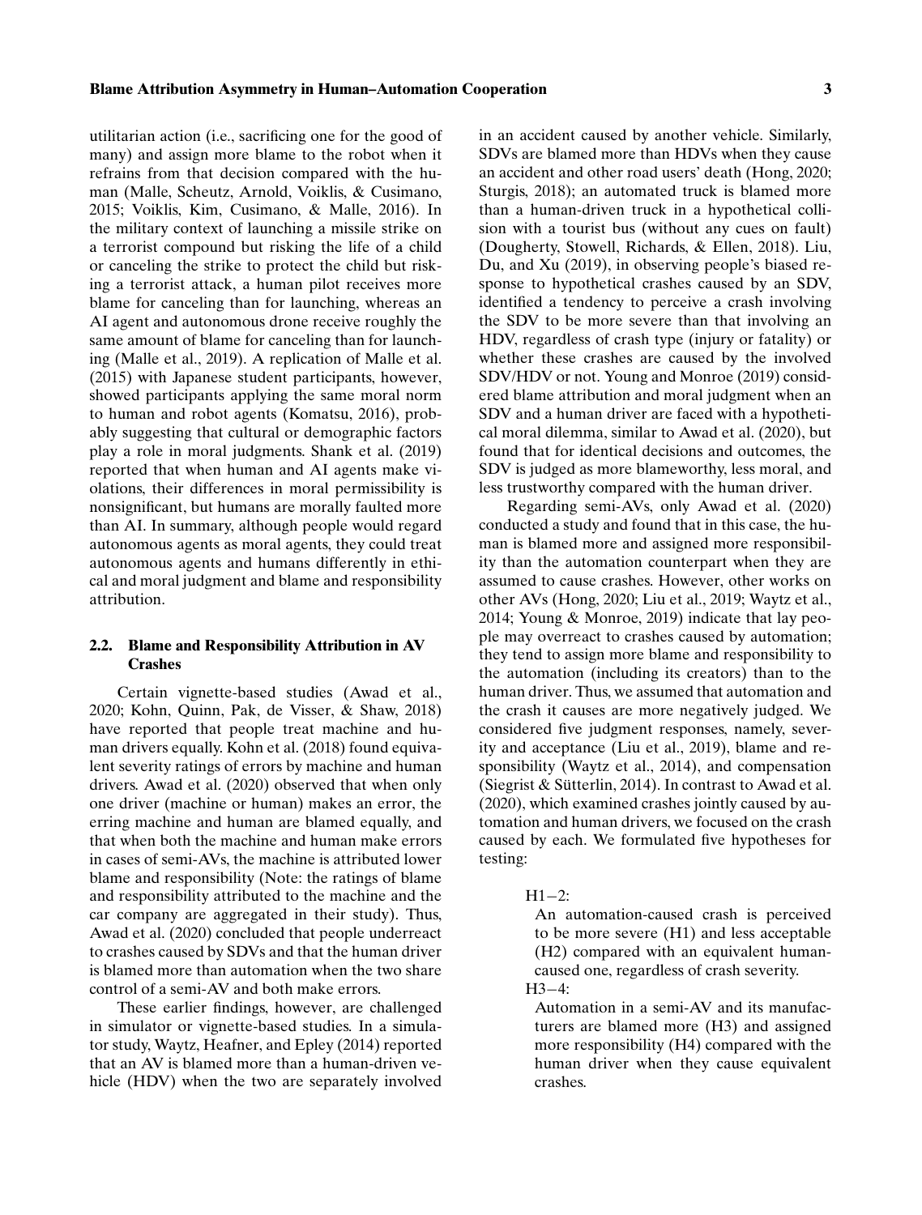utilitarian action (i.e., sacrificing one for the good of many) and assign more blame to the robot when it refrains from that decision compared with the human (Malle, Scheutz, Arnold, Voiklis, & Cusimano, 2015; Voiklis, Kim, Cusimano, & Malle, 2016). In the military context of launching a missile strike on a terrorist compound but risking the life of a child or canceling the strike to protect the child but risking a terrorist attack, a human pilot receives more blame for canceling than for launching, whereas an AI agent and autonomous drone receive roughly the same amount of blame for canceling than for launching (Malle et al., 2019). A replication of Malle et al. (2015) with Japanese student participants, however, showed participants applying the same moral norm to human and robot agents (Komatsu, 2016), probably suggesting that cultural or demographic factors play a role in moral judgments. Shank et al. (2019) reported that when human and AI agents make violations, their differences in moral permissibility is nonsignificant, but humans are morally faulted more than AI. In summary, although people would regard autonomous agents as moral agents, they could treat autonomous agents and humans differently in ethical and moral judgment and blame and responsibility attribution.

### 2.2. Blame and Responsibility Attribution in AV Crashes

Certain vignette-based studies (Awad et al., 2020; Kohn, Quinn, Pak, de Visser, & Shaw, 2018) have reported that people treat machine and human drivers equally. Kohn et al. (2018) found equivalent severity ratings of errors by machine and human drivers. Awad et al. (2020) observed that when only one driver (machine or human) makes an error, the erring machine and human are blamed equally, and that when both the machine and human make errors in cases of semi-AVs, the machine is attributed lower blame and responsibility (Note: the ratings of blame and responsibility attributed to the machine and the car company are aggregated in their study). Thus, Awad et al. (2020) concluded that people underreact to crashes caused by SDVs and that the human driver is blamed more than automation when the two share control of a semi-AV and both make errors.

These earlier findings, however, are challenged in simulator or vignette-based studies. In a simulator study, Waytz, Heafner, and Epley (2014) reported that an AV is blamed more than a human-driven vehicle (HDV) when the two are separately involved in an accident caused by another vehicle. Similarly, SDVs are blamed more than HDVs when they cause an accident and other road users' death (Hong, 2020; Sturgis, 2018); an automated truck is blamed more than a human-driven truck in a hypothetical collision with a tourist bus (without any cues on fault) (Dougherty, Stowell, Richards, & Ellen, 2018). Liu, Du, and Xu (2019), in observing people's biased response to hypothetical crashes caused by an SDV, identified a tendency to perceive a crash involving the SDV to be more severe than that involving an HDV, regardless of crash type (injury or fatality) or whether these crashes are caused by the involved SDV/HDV or not. Young and Monroe (2019) considered blame attribution and moral judgment when an SDV and a human driver are faced with a hypothetical moral dilemma, similar to Awad et al. (2020), but found that for identical decisions and outcomes, the SDV is judged as more blameworthy, less moral, and less trustworthy compared with the human driver.

Regarding semi-AVs, only Awad et al. (2020) conducted a study and found that in this case, the human is blamed more and assigned more responsibility than the automation counterpart when they are assumed to cause crashes. However, other works on other AVs (Hong, 2020; Liu et al., 2019; Waytz et al., 2014; Young & Monroe, 2019) indicate that lay people may overreact to crashes caused by automation; they tend to assign more blame and responsibility to the automation (including its creators) than to the human driver. Thus, we assumed that automation and the crash it causes are more negatively judged. We considered five judgment responses, namely, severity and acceptance (Liu et al., 2019), blame and responsibility (Waytz et al., 2014), and compensation (Siegrist & Sütterlin, 2014). In contrast to Awad et al. (2020), which examined crashes jointly caused by automation and human drivers, we focused on the crash caused by each. We formulated five hypotheses for testing:

H1−2:
An automation-caused crash is perceived to be more severe (H1) and less acceptable (H2) compared with an equivalent human-caused one, regardless of crash severity.

H3−4:
Automation in a semi-AV and its manufacturers are blamed more (H3) and assigned more responsibility (H4) compared with the human driver when they cause equivalent crashes.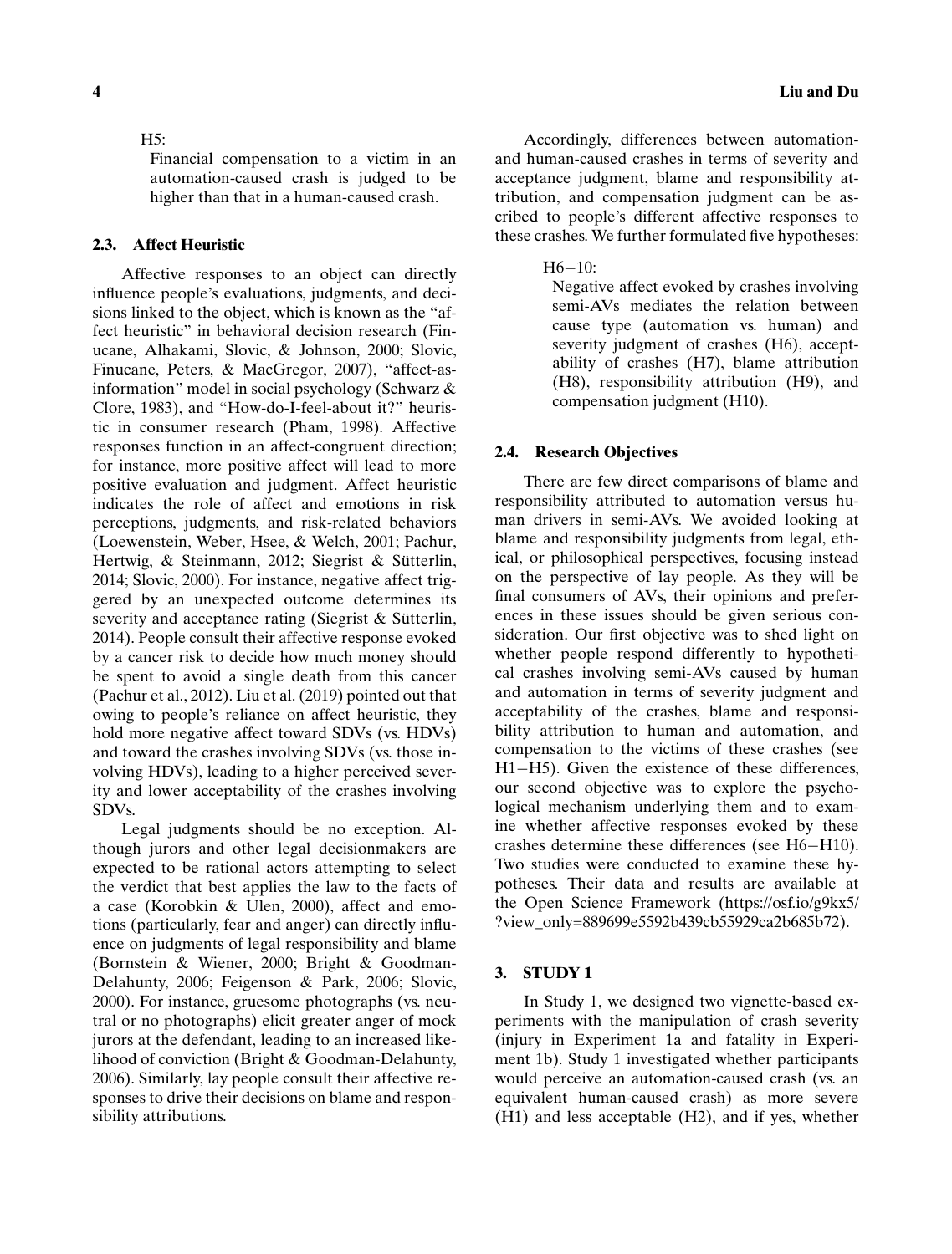H5:

Financial compensation to a victim in an automation-caused crash is judged to be higher than that in a human-caused crash.

### 2.3. Affect Heuristic

Affective responses to an object can directly influence people's evaluations, judgments, and decisions linked to the object, which is known as the "affect heuristic" in behavioral decision research (Finucane, Alhakami, Slovic, & Johnson, 2000; Slovic, Finucane, Peters, & MacGregor, 2007), "affect-as-information" model in social psychology (Schwarz & Clore, 1983), and "How-do-I-feel-about it?" heuristic in consumer research (Pham, 1998). Affective responses function in an affect-congruent direction; for instance, more positive affect will lead to more positive evaluation and judgment. Affect heuristic indicates the role of affect and emotions in risk perceptions, judgments, and risk-related behaviors (Loewenstein, Weber, Hsee, & Welch, 2001; Pachur, Hertwig, & Steinmann, 2012; Siegrist & Sütterlin, 2014; Slovic, 2000). For instance, negative affect triggered by an unexpected outcome determines its severity and acceptance rating (Siegrist & Sütterlin, 2014). People consult their affective response evoked by a cancer risk to decide how much money should be spent to avoid a single death from this cancer (Pachur et al., 2012). Liu et al. (2019) pointed out that owing to people's reliance on affect heuristic, they hold more negative affect toward SDVs (vs. HDVs) and toward the crashes involving SDVs (vs. those involving HDVs), leading to a higher perceived severity and lower acceptability of the crashes involving SDVs.

Legal judgments should be no exception. Although jurors and other legal decisionmakers are expected to be rational actors attempting to select the verdict that best applies the law to the facts of a case (Korobkin & Ulen, 2000), affect and emotions (particularly, fear and anger) can directly influence on judgments of legal responsibility and blame (Bornstein & Wiener, 2000; Bright & Goodman-Delahunty, 2006; Feigenson & Park, 2006; Slovic, 2000). For instance, gruesome photographs (vs. neutral or no photographs) elicit greater anger of mock jurors at the defendant, leading to an increased likelihood of conviction (Bright & Goodman-Delahunty, 2006). Similarly, lay people consult their affective responses to drive their decisions on blame and responsibility attributions.

Accordingly, differences between automation- and human-caused crashes in terms of severity and acceptance judgment, blame and responsibility attribution, and compensation judgment can be ascribed to people's different affective responses to these crashes. We further formulated five hypotheses:

H6−10:

Negative affect evoked by crashes involving semi-AVs mediates the relation between cause type (automation vs. human) and severity judgment of crashes (H6), acceptability of crashes (H7), blame attribution (H8), responsibility attribution (H9), and compensation judgment (H10).

### 2.4. Research Objectives

There are few direct comparisons of blame and responsibility attributed to automation versus human drivers in semi-AVs. We avoided looking at blame and responsibility judgments from legal, ethical, or philosophical perspectives, focusing instead on the perspective of lay people. As they will be final consumers of AVs, their opinions and preferences in these issues should be given serious consideration. Our first objective was to shed light on whether people respond differently to hypothetical crashes involving semi-AVs caused by human and automation in terms of severity judgment and acceptability of the crashes, blame and responsibility attribution to human and automation, and compensation to the victims of these crashes (see H1−H5). Given the existence of these differences, our second objective was to explore the psychological mechanism underlying them and to examine whether affective responses evoked by these crashes determine these differences (see H6−H10). Two studies were conducted to examine these hypotheses. Their data and results are available at the Open Science Framework (https://osf.io/g9kx5/?view_only=889699e5592b439cb55929ca2b685b72).

## 3. STUDY 1

In Study 1, we designed two vignette-based experiments with the manipulation of crash severity (injury in Experiment 1a and fatality in Experiment 1b). Study 1 investigated whether participants would perceive an automation-caused crash (vs. an equivalent human-caused crash) as more severe (H1) and less acceptable (H2), and if yes, whether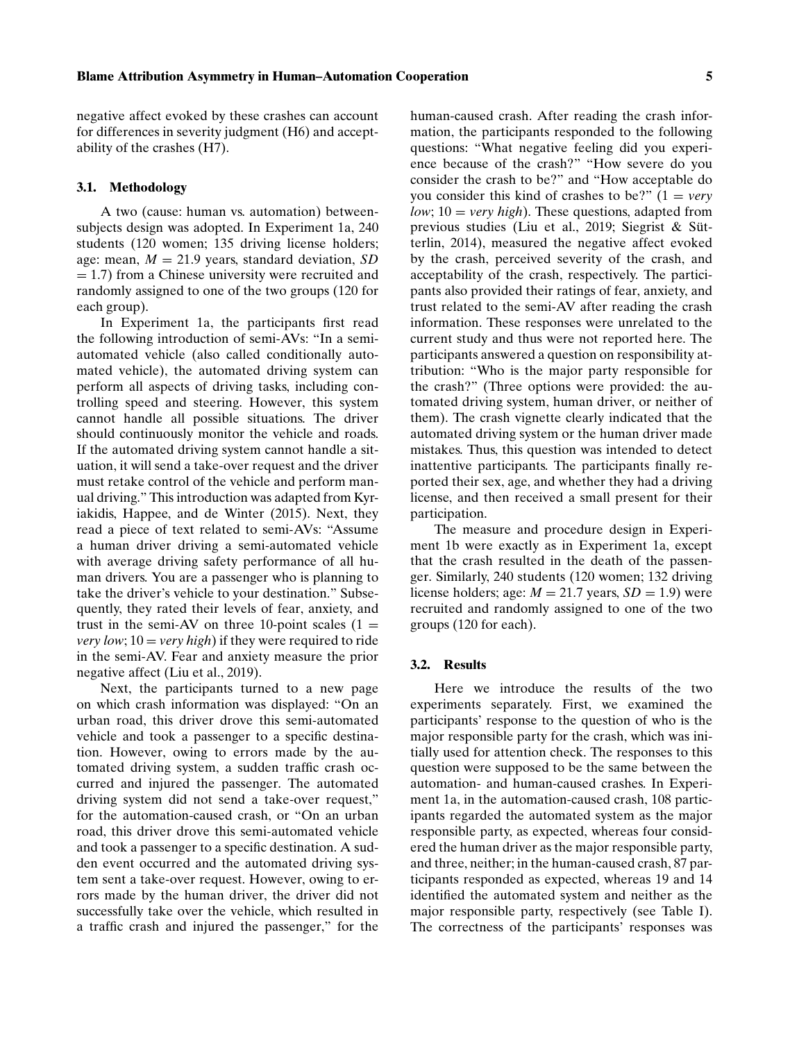negative affect evoked by these crashes can account for differences in severity judgment (H6) and acceptability of the crashes (H7).

### 3.1. Methodology

A two (cause: human vs. automation) between-subjects design was adopted. In Experiment 1a, 240 students (120 women; 135 driving license holders; age: mean, $M = 21.9$ years, standard deviation, $SD = 1.7$) from a Chinese university were recruited and randomly assigned to one of the two groups (120 for each group).

In Experiment 1a, the participants first read the following introduction of semi-AVs: "In a semi-automated vehicle (also called conditionally automated vehicle), the automated driving system can perform all aspects of driving tasks, including controlling speed and steering. However, this system cannot handle all possible situations. The driver should continuously monitor the vehicle and roads. If the automated driving system cannot handle a situation, it will send a take-over request and the driver must retake control of the vehicle and perform manual driving." This introduction was adapted from Kyriakidis, Happee, and de Winter (2015). Next, they read a piece of text related to semi-AVs: "Assume a human driver driving a semi-automated vehicle with average driving safety performance of all human drivers. You are a passenger who is planning to take the driver's vehicle to your destination." Subsequently, they rated their levels of fear, anxiety, and trust in the semi-AV on three 10-point scales (1 = *very low*; 10 = *very high*) if they were required to ride in the semi-AV. Fear and anxiety measure the prior negative affect (Liu et al., 2019).

Next, the participants turned to a new page on which crash information was displayed: "On an urban road, this driver drove this semi-automated vehicle and took a passenger to a specific destination. However, owing to errors made by the automated driving system, a sudden traffic crash occurred and injured the passenger. The automated driving system did not send a take-over request," for the automation-caused crash, or "On an urban road, this driver drove this semi-automated vehicle and took a passenger to a specific destination. A sudden event occurred and the automated driving system sent a take-over request. However, owing to errors made by the human driver, the driver did not successfully take over the vehicle, which resulted in a traffic crash and injured the passenger," for the human-caused crash. After reading the crash information, the participants responded to the following questions: "What negative feeling did you experience because of the crash?" "How severe do you consider the crash to be?" and "How acceptable do you consider this kind of crashes to be?" (1 = *very low*; 10 = *very high*). These questions, adapted from previous studies (Liu et al., 2019; Siegrist & Sütterlin, 2014), measured the negative affect evoked by the crash, perceived severity of the crash, and acceptability of the crash, respectively. The participants also provided their ratings of fear, anxiety, and trust related to the semi-AV after reading the crash information. These responses were unrelated to the current study and thus were not reported here. The participants answered a question on responsibility attribution: "Who is the major party responsible for the crash?" (Three options were provided: the automated driving system, human driver, or neither of them). The crash vignette clearly indicated that the automated driving system or the human driver made mistakes. Thus, this question was intended to detect inattentive participants. The participants finally reported their sex, age, and whether they had a driving license, and then received a small present for their participation.

The measure and procedure design in Experiment 1b were exactly as in Experiment 1a, except that the crash resulted in the death of the passenger. Similarly, 240 students (120 women; 132 driving license holders; age: $M = 21.7$ years, $SD = 1.9$) were recruited and randomly assigned to one of the two groups (120 for each).

### 3.2. Results

Here we introduce the results of the two experiments separately. First, we examined the participants' response to the question of who is the major responsible party for the crash, which was initially used for attention check. The responses to this question were supposed to be the same between the automation- and human-caused crashes. In Experiment 1a, in the automation-caused crash, 108 participants regarded the automated system as the major responsible party, as expected, whereas four considered the human driver as the major responsible party, and three, neither; in the human-caused crash, 87 participants responded as expected, whereas 19 and 14 identified the automated system and neither as the major responsible party, respectively (see Table I). The correctness of the participants' responses was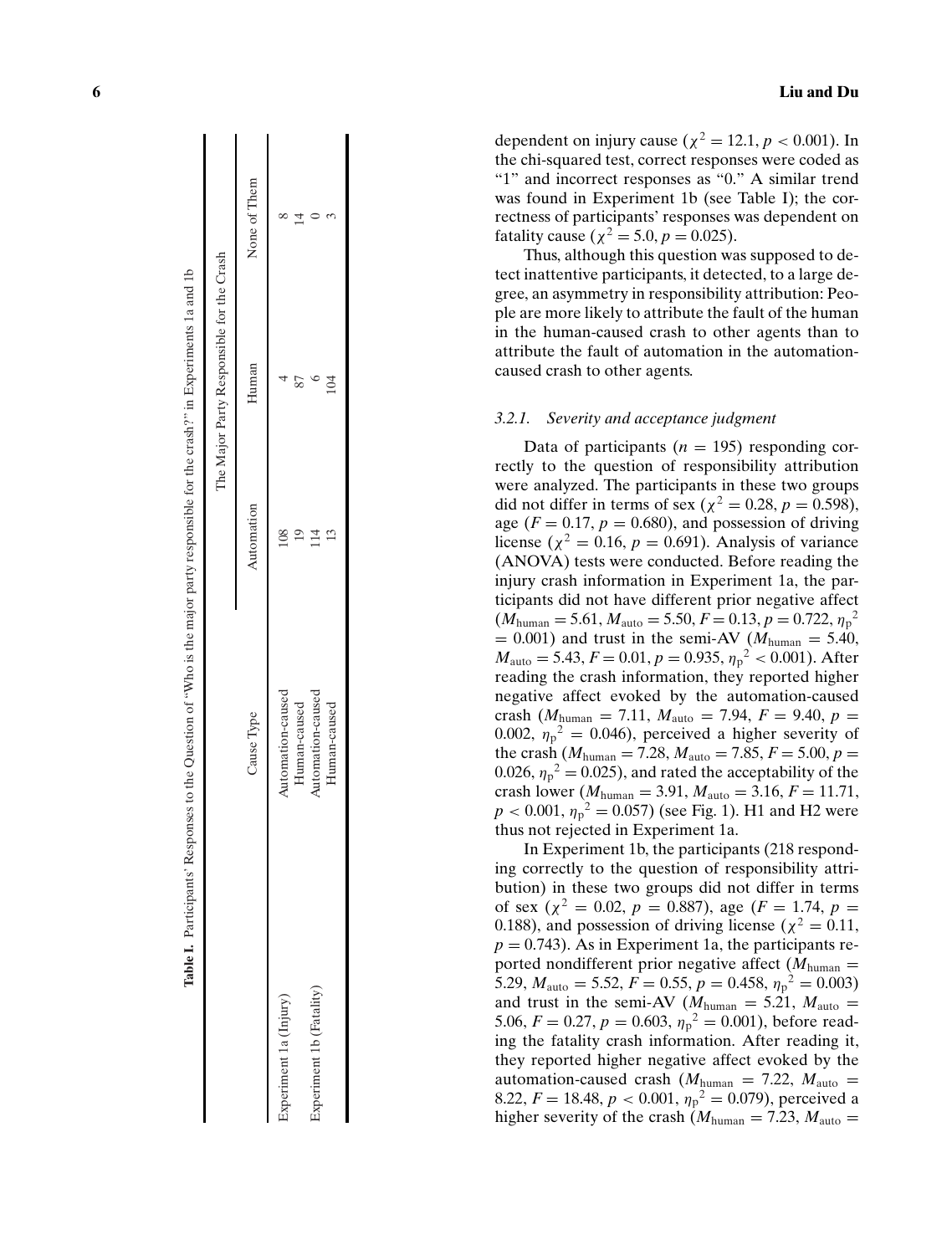**Table I.** Participants' Responses to the Question of "Who is the major party responsible for the crash?" in Experiments 1a and 1b

| | Cause Type | The Major Party Responsible for the Crash | | |
|---|---|---|---|---|
| | | Automation | Human | None of Them |
| Experiment 1a (Injury) | Automation-caused | 108 | 4 | 8 |
| | Human-caused | 19 | 87 | 14 |
| Experiment 1b (Fatality) | Automation-caused | 114 | 6 | 0 |
| | Human-caused | 13 | 104 | 3 |

dependent on injury cause ($\chi^2 = 12.1$, $p < 0.001$). In the chi-squared test, correct responses were coded as "1" and incorrect responses as "0." A similar trend was found in Experiment 1b (see Table I); the correctness of participants' responses was dependent on fatality cause ($\chi^2 = 5.0$, $p = 0.025$).

Thus, although this question was supposed to detect inattentive participants, it detected, to a large degree, an asymmetry in responsibility attribution: People are more likely to attribute the fault of the human in the human-caused crash to other agents than to attribute the fault of automation in the automation-caused crash to other agents.

### 3.2.1. *Severity and acceptance judgment*

Data of participants ($n = 195$) responding correctly to the question of responsibility attribution were analyzed. The participants in these two groups did not differ in terms of sex ($\chi^2 = 0.28$, $p = 0.598$), age ($F = 0.17$, $p = 0.680$), and possession of driving license ($\chi^2 = 0.16$, $p = 0.691$). Analysis of variance (ANOVA) tests were conducted. Before reading the injury crash information in Experiment 1a, the participants did not have different prior negative affect ($M_{\text{human}} = 5.61$, $M_{\text{auto}} = 5.50$, $F = 0.13$, $p = 0.722$, $\eta_p^2 = 0.001$) and trust in the semi-AV ($M_{\text{human}} = 5.40$, $M_{\text{auto}} = 5.43$, $F = 0.01$, $p = 0.935$, $\eta_p^2 < 0.001$). After reading the crash information, they reported higher negative affect evoked by the automation-caused crash ($M_{\text{human}} = 7.11$, $M_{\text{auto}} = 7.94$, $F = 9.40$, $p = 0.002$, $\eta_p^2 = 0.046$), perceived a higher severity of the crash ($M_{\text{human}} = 7.28$, $M_{\text{auto}} = 7.85$, $F = 5.00$, $p = 0.026$, $\eta_p^2 = 0.025$), and rated the acceptability of the crash lower ($M_{\text{human}} = 3.91$, $M_{\text{auto}} = 3.16$, $F = 11.71$, $p < 0.001$, $\eta_p^2 = 0.057$) (see Fig. 1). H1 and H2 were thus not rejected in Experiment 1a.

In Experiment 1b, the participants (218 responding correctly to the question of responsibility attribution) in these two groups did not differ in terms of sex ($\chi^2 = 0.02$, $p = 0.887$), age ($F = 1.74$, $p = 0.188$), and possession of driving license ($\chi^2 = 0.11$, $p = 0.743$). As in Experiment 1a, the participants reported nondifferent prior negative affect ($M_{\text{human}} = 5.29$, $M_{\text{auto}} = 5.52$, $F = 0.55$, $p = 0.458$, $\eta_p^2 = 0.003$) and trust in the semi-AV ($M_{\text{human}} = 5.21$, $M_{\text{auto}} = 5.06$, $F = 0.27$, $p = 0.603$, $\eta_p^2 = 0.001$), before reading the fatality crash information. After reading it, they reported higher negative affect evoked by the automation-caused crash ($M_{\text{human}} = 7.22$, $M_{\text{auto}} = 8.22$, $F = 18.48$, $p < 0.001$, $\eta_p^2 = 0.079$), perceived a higher severity of the crash ($M_{\text{human}} = 7.23$, $M_{\text{auto}} =$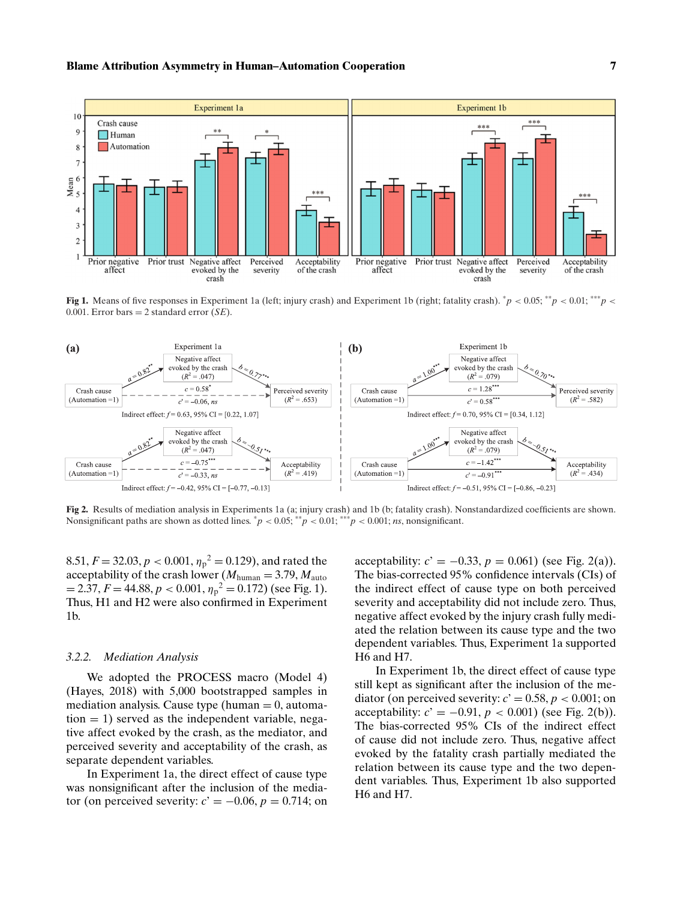Experiment 1a

Experiment 1b

Crash cause
Human
Automation

Mean

10
9
8
7
6
5
4
3
2
1

\*\*  \*  \*\*\*

\*\*\*  \*\*\*  \*\*\*

Prior negative affect
Prior trust
Negative affect evoked by the crash
Perceived severity
Acceptability of the crash

Prior negative affect
Prior trust
Negative affect evoked by the crash
Perceived severity
Acceptability of the crash

**Fig 1.** Means of five responses in Experiment 1a (left; injury crash) and Experiment 1b (right; fatality crash). $^{*}p < 0.05$; $^{**}p < 0.01$; $^{***}p < 0.001$. Error bars = 2 standard error (*SE*).

(a)

Experiment 1a

Negative affect evoked by the crash ($R^2$ = .047)
$a = 0.82^{**}$
$b = 0.77^{***}$
Crash cause (Automation =1)
$c = 0.58^{*}$
$c' = -0.06$, *ns*
Perceived severity ($R^2$ = .653)
Indirect effect: $f$ = 0.63, 95% CI = [0.22, 1.07]

Negative affect evoked by the crash ($R^2$ = .047)
$a = 0.82^{**}$
$b = -0.51^{***}$
Crash cause (Automation =1)
$c = -0.75^{***}$
$c' = -0.33$, *ns*
Acceptability ($R^2$ = .419)
Indirect effect: $f$ = −0.42, 95% CI = [−0.77, −0.13]

(b)

Experiment 1b

Negative affect evoked by the crash ($R^2$ = .079)
$a = 1.00^{***}$
$b = 0.70^{***}$
Crash cause (Automation =1)
$c = 1.28^{***}$
$c' = 0.58^{***}$
Perceived severity ($R^2$ = .582)
Indirect effect: $f$ = 0.70, 95% CI = [0.34, 1.12]

Negative affect evoked by the crash ($R^2$ = .079)
$a = 1.00^{***}$
$b = -0.51^{***}$
Crash cause (Automation =1)
$c = -1.42^{***}$
$c' = -0.91^{***}$
Acceptability ($R^2$ = .434)
Indirect effect: $f$ = −0.51, 95% CI = [−0.86, −0.23]

**Fig 2.** Results of mediation analysis in Experiments 1a (a; injury crash) and 1b (b; fatality crash). Nonstandardized coefficients are shown. Nonsignificant paths are shown as dotted lines. $^{*}p < 0.05$; $^{**}p < 0.01$; $^{***}p < 0.001$; *ns*, nonsignificant.

8.51, $F = 32.03$, $p < 0.001$, $\eta_p^2 = 0.129$), and rated the acceptability of the crash lower ($M_{\text{human}} = 3.79$, $M_{\text{auto}} = 2.37$, $F = 44.88$, $p < 0.001$, $\eta_p^2 = 0.172$) (see Fig. 1). Thus, H1 and H2 were also confirmed in Experiment 1b.

### 3.2.2. *Mediation Analysis*

We adopted the PROCESS macro (Model 4) (Hayes, 2018) with 5,000 bootstrapped samples in mediation analysis. Cause type (human = 0, automation = 1) served as the independent variable, negative affect evoked by the crash, as the mediator, and perceived severity and acceptability of the crash, as separate dependent variables.

In Experiment 1a, the direct effect of cause type was nonsignificant after the inclusion of the mediator (on perceived severity: $c' = -0.06$, $p = 0.714$; on acceptability: $c' = -0.33$, $p = 0.061$) (see Fig. 2(a)). The bias-corrected 95% confidence intervals (CIs) of the indirect effect of cause type on both perceived severity and acceptability did not include zero. Thus, negative affect evoked by the injury crash fully mediated the relation between its cause type and the two dependent variables. Thus, Experiment 1a supported H6 and H7.

In Experiment 1b, the direct effect of cause type still kept as significant after the inclusion of the mediator (on perceived severity: $c' = 0.58$, $p < 0.001$; on acceptability: $c' = -0.91$, $p < 0.001$) (see Fig. 2(b)). The bias-corrected 95% CIs of the indirect effect of cause did not include zero. Thus, negative affect evoked by the fatality crash partially mediated the relation between its cause type and the two dependent variables. Thus, Experiment 1b also supported H6 and H7.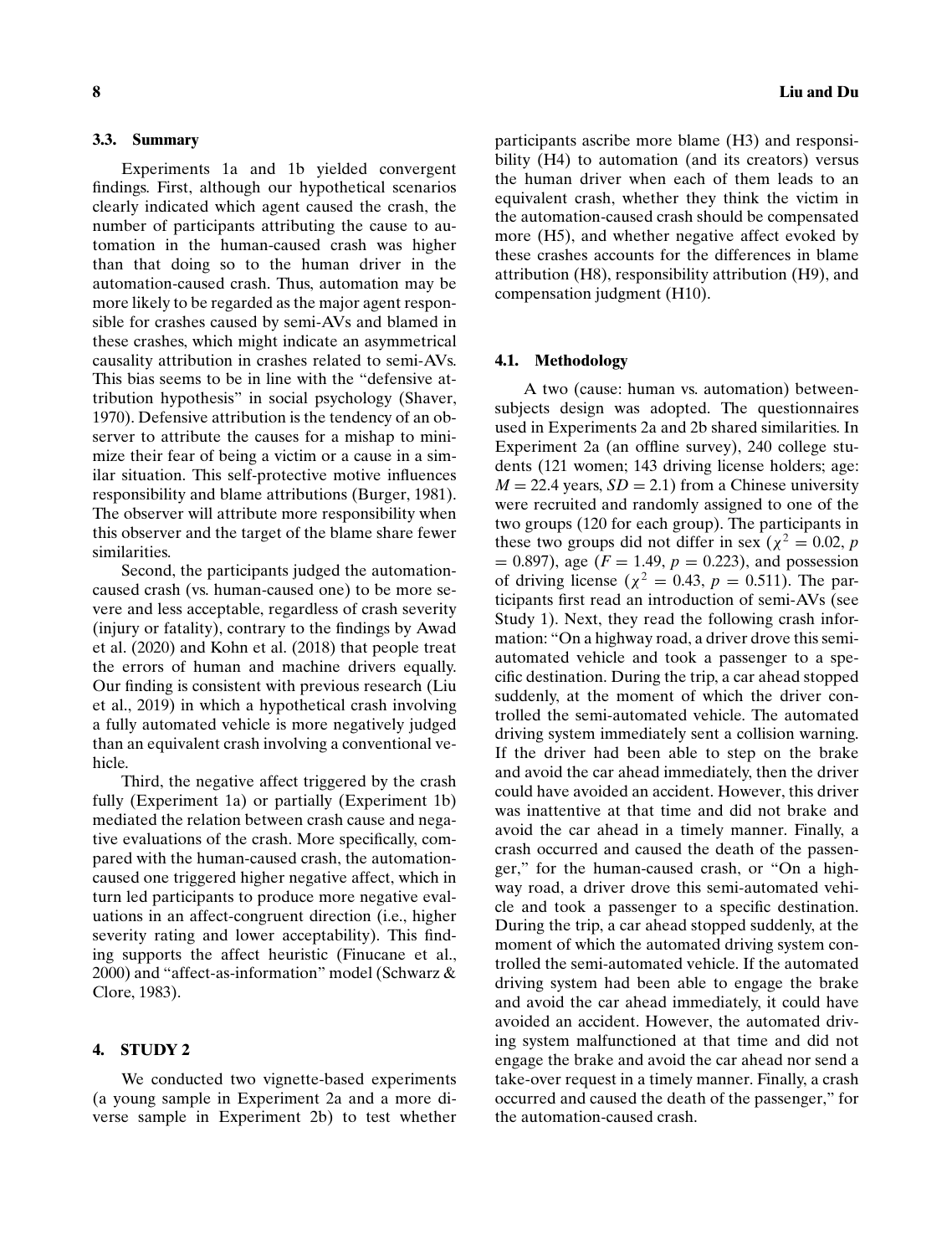### 3.3. Summary

Experiments 1a and 1b yielded convergent findings. First, although our hypothetical scenarios clearly indicated which agent caused the crash, the number of participants attributing the cause to automation in the human-caused crash was higher than that doing so to the human driver in the automation-caused crash. Thus, automation may be more likely to be regarded as the major agent responsible for crashes caused by semi-AVs and blamed in these crashes, which might indicate an asymmetrical causality attribution in crashes related to semi-AVs. This bias seems to be in line with the "defensive attribution hypothesis" in social psychology (Shaver, 1970). Defensive attribution is the tendency of an observer to attribute the causes for a mishap to minimize their fear of being a victim or a cause in a similar situation. This self-protective motive influences responsibility and blame attributions (Burger, 1981). The observer will attribute more responsibility when this observer and the target of the blame share fewer similarities.

Second, the participants judged the automation-caused crash (vs. human-caused one) to be more severe and less acceptable, regardless of crash severity (injury or fatality), contrary to the findings by Awad et al. (2020) and Kohn et al. (2018) that people treat the errors of human and machine drivers equally. Our finding is consistent with previous research (Liu et al., 2019) in which a hypothetical crash involving a fully automated vehicle is more negatively judged than an equivalent crash involving a conventional vehicle.

Third, the negative affect triggered by the crash fully (Experiment 1a) or partially (Experiment 1b) mediated the relation between crash cause and negative evaluations of the crash. More specifically, compared with the human-caused crash, the automation-caused one triggered higher negative affect, which in turn led participants to produce more negative evaluations in an affect-congruent direction (i.e., higher severity rating and lower acceptability). This finding supports the affect heuristic (Finucane et al., 2000) and "affect-as-information" model (Schwarz & Clore, 1983).

## 4. STUDY 2

We conducted two vignette-based experiments (a young sample in Experiment 2a and a more diverse sample in Experiment 2b) to test whether participants ascribe more blame (H3) and responsibility (H4) to automation (and its creators) versus the human driver when each of them leads to an equivalent crash, whether they think the victim in the automation-caused crash should be compensated more (H5), and whether negative affect evoked by these crashes accounts for the differences in blame attribution (H8), responsibility attribution (H9), and compensation judgment (H10).

### 4.1. Methodology

A two (cause: human vs. automation) between-subjects design was adopted. The questionnaires used in Experiments 2a and 2b shared similarities. In Experiment 2a (an offline survey), 240 college students (121 women; 143 driving license holders; age: $M = 22.4$ years, $SD = 2.1$) from a Chinese university were recruited and randomly assigned to one of the two groups (120 for each group). The participants in these two groups did not differ in sex ($\chi^2 = 0.02$, $p = 0.897$), age ($F = 1.49$, $p = 0.223$), and possession of driving license ($\chi^2 = 0.43$, $p = 0.511$). The participants first read an introduction of semi-AVs (see Study 1). Next, they read the following crash information: "On a highway road, a driver drove this semi-automated vehicle and took a passenger to a specific destination. During the trip, a car ahead stopped suddenly, at the moment of which the driver controlled the semi-automated vehicle. The automated driving system immediately sent a collision warning. If the driver had been able to step on the brake and avoid the car ahead immediately, then the driver could have avoided an accident. However, this driver was inattentive at that time and did not brake and avoid the car ahead in a timely manner. Finally, a crash occurred and caused the death of the passenger," for the human-caused crash, or "On a highway road, a driver drove this semi-automated vehicle and took a passenger to a specific destination. During the trip, a car ahead stopped suddenly, at the moment of which the automated driving system controlled the semi-automated vehicle. If the automated driving system had been able to engage the brake and avoid the car ahead immediately, it could have avoided an accident. However, the automated driving system malfunctioned at that time and did not engage the brake and avoid the car ahead nor send a take-over request in a timely manner. Finally, a crash occurred and caused the death of the passenger," for the automation-caused crash.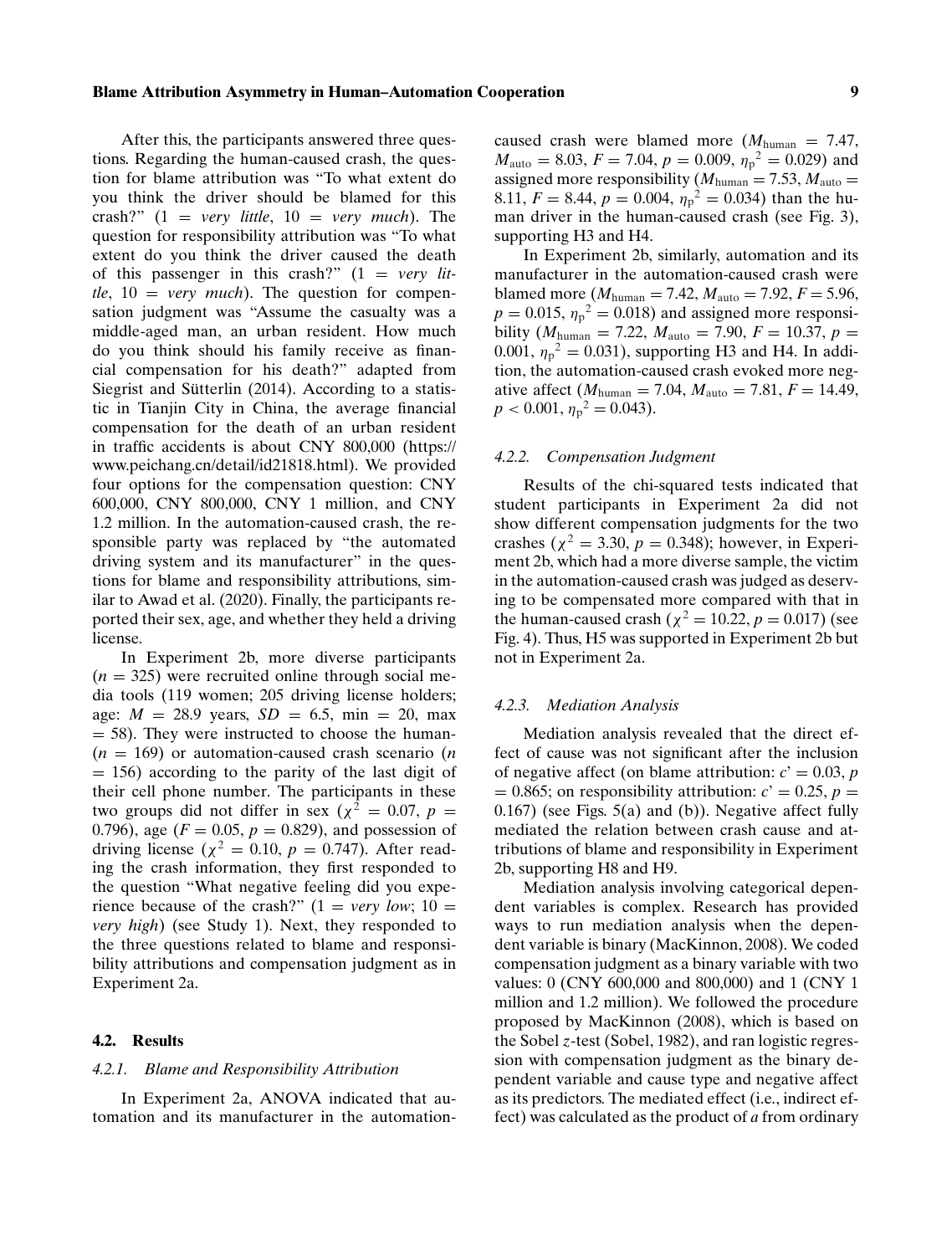After this, the participants answered three questions. Regarding the human-caused crash, the question for blame attribution was "To what extent do you think the driver should be blamed for this crash?" (1 = *very little*, 10 = *very much*). The question for responsibility attribution was "To what extent do you think the driver caused the death of this passenger in this crash?" (1 = *very little*, 10 = *very much*). The question for compensation judgment was "Assume the casualty was a middle-aged man, an urban resident. How much do you think should his family receive as financial compensation for his death?" adapted from Siegrist and Sütterlin (2014). According to a statistic in Tianjin City in China, the average financial compensation for the death of an urban resident in traffic accidents is about CNY 800,000 (https://www.peichang.cn/detail/id21818.html). We provided four options for the compensation question: CNY 600,000, CNY 800,000, CNY 1 million, and CNY 1.2 million. In the automation-caused crash, the responsible party was replaced by "the automated driving system and its manufacturer" in the questions for blame and responsibility attributions, similar to Awad et al. (2020). Finally, the participants reported their sex, age, and whether they held a driving license.

In Experiment 2b, more diverse participants ($n = 325$) were recruited online through social media tools (119 women; 205 driving license holders; age: $M = 28.9$ years, $SD = 6.5$, min = 20, max = 58). They were instructed to choose the human- ($n = 169$) or automation-caused crash scenario ($n = 156$) according to the parity of the last digit of their cell phone number. The participants in these two groups did not differ in sex ($\chi^2 = 0.07$, $p = 0.796$), age ($F = 0.05$, $p = 0.829$), and possession of driving license ($\chi^2 = 0.10$, $p = 0.747$). After reading the crash information, they first responded to the question "What negative feeling did you experience because of the crash?" (1 = *very low*; 10 = *very high*) (see Study 1). Next, they responded to the three questions related to blame and responsibility attributions and compensation judgment as in Experiment 2a.

### 4.2. Results

#### 4.2.1. Blame and Responsibility Attribution

In Experiment 2a, ANOVA indicated that automation and its manufacturer in the automation-caused crash were blamed more ($M_{\text{human}} = 7.47$, $M_{\text{auto}} = 8.03$, $F = 7.04$, $p = 0.009$, $\eta_p^2 = 0.029$) and assigned more responsibility ($M_{\text{human}} = 7.53$, $M_{\text{auto}} = 8.11$, $F = 8.44$, $p = 0.004$, $\eta_p^2 = 0.034$) than the human driver in the human-caused crash (see Fig. 3), supporting H3 and H4.

In Experiment 2b, similarly, automation and its manufacturer in the automation-caused crash were blamed more ($M_{\text{human}} = 7.42$, $M_{\text{auto}} = 7.92$, $F = 5.96$, $p = 0.015$, $\eta_p^2 = 0.018$) and assigned more responsibility ($M_{\text{human}} = 7.22$, $M_{\text{auto}} = 7.90$, $F = 10.37$, $p = 0.001$, $\eta_p^2 = 0.031$), supporting H3 and H4. In addition, the automation-caused crash evoked more negative affect ($M_{\text{human}} = 7.04$, $M_{\text{auto}} = 7.81$, $F = 14.49$, $p < 0.001$, $\eta_p^2 = 0.043$).

#### 4.2.2. Compensation Judgment

Results of the chi-squared tests indicated that student participants in Experiment 2a did not show different compensation judgments for the two crashes ($\chi^2 = 3.30$, $p = 0.348$); however, in Experiment 2b, which had a more diverse sample, the victim in the automation-caused crash was judged as deserving to be compensated more compared with that in the human-caused crash ($\chi^2 = 10.22$, $p = 0.017$) (see Fig. 4). Thus, H5 was supported in Experiment 2b but not in Experiment 2a.

#### 4.2.3. Mediation Analysis

Mediation analysis revealed that the direct effect of cause was not significant after the inclusion of negative affect (on blame attribution: $c' = 0.03$, $p = 0.865$; on responsibility attribution: $c' = 0.25$, $p = 0.167$) (see Figs. 5(a) and (b)). Negative affect fully mediated the relation between crash cause and attributions of blame and responsibility in Experiment 2b, supporting H8 and H9.

Mediation analysis involving categorical dependent variables is complex. Research has provided ways to run mediation analysis when the dependent variable is binary (MacKinnon, 2008). We coded compensation judgment as a binary variable with two values: 0 (CNY 600,000 and 800,000) and 1 (CNY 1 million and 1.2 million). We followed the procedure proposed by MacKinnon (2008), which is based on the Sobel $z$-test (Sobel, 1982), and ran logistic regression with compensation judgment as the binary dependent variable and cause type and negative affect as its predictors. The mediated effect (i.e., indirect effect) was calculated as the product of $a$ from ordinary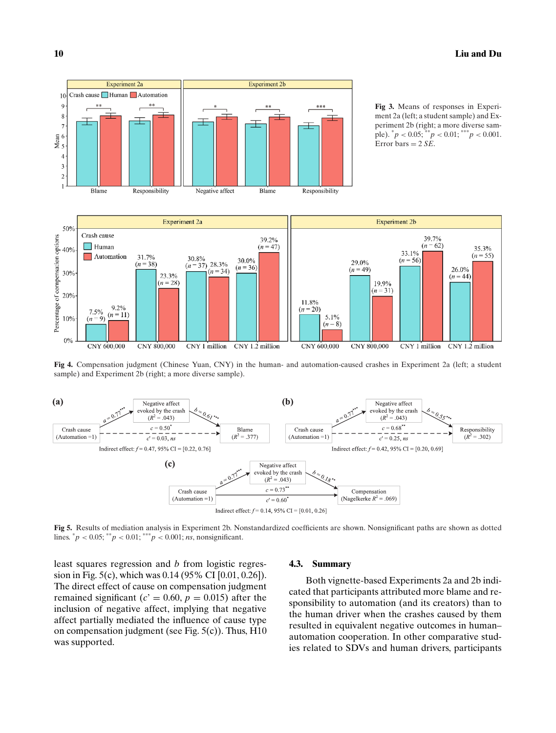**Fig 3.** Means of responses in Experiment 2a (left; a student sample) and Experiment 2b (right; a more diverse sample). $^{*}p < 0.05$; $^{**}p < 0.01$; $^{***}p < 0.001$. Error bars = 2 *SE*.

**Fig 4.** Compensation judgment (Chinese Yuan, CNY) in the human- and automation-caused crashes in Experiment 2a (left; a student sample) and Experiment 2b (right; a more diverse sample).

**Fig 5.** Results of mediation analysis in Experiment 2b. Nonstandardized coefficients are shown. Nonsignificant paths are shown as dotted lines. $^{*}p < 0.05$; $^{**}p < 0.01$; $^{***}p < 0.001$; *ns*, nonsignificant.

least squares regression and *b* from logistic regression in Fig. 5(c), which was 0.14 (95% CI [0.01, 0.26]). The direct effect of cause on compensation judgment remained significant ($c' = 0.60$, $p = 0.015$) after the inclusion of negative affect, implying that negative affect partially mediated the influence of cause type on compensation judgment (see Fig. 5(c)). Thus, H10 was supported.

### 4.3. Summary

Both vignette-based Experiments 2a and 2b indicated that participants attributed more blame and responsibility to automation (and its creators) than to the human driver when the crashes caused by them resulted in equivalent negative outcomes in human–automation cooperation. In other comparative studies related to SDVs and human drivers, participants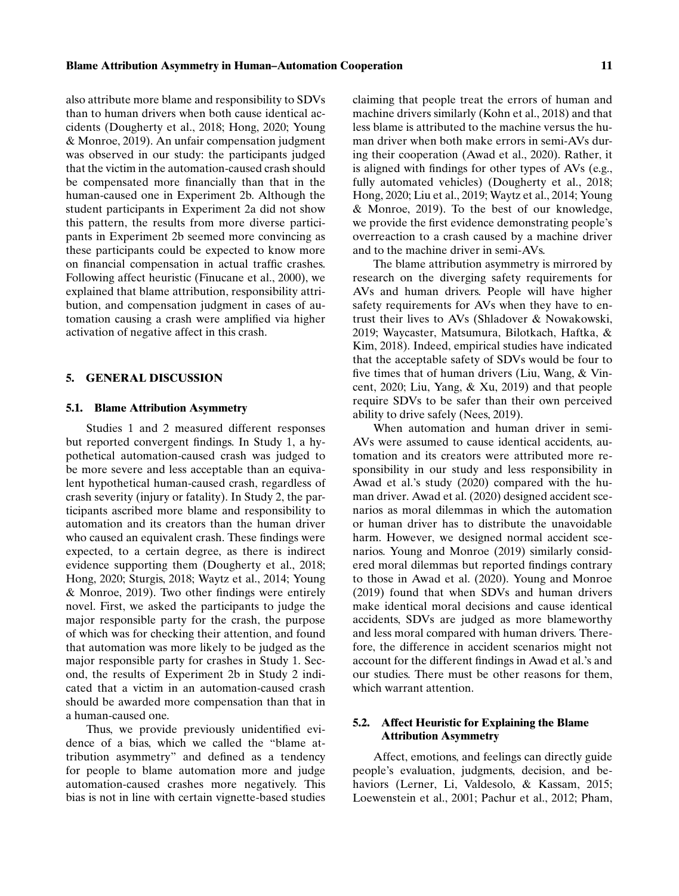also attribute more blame and responsibility to SDVs than to human drivers when both cause identical accidents (Dougherty et al., 2018; Hong, 2020; Young & Monroe, 2019). An unfair compensation judgment was observed in our study: the participants judged that the victim in the automation-caused crash should be compensated more financially than that in the human-caused one in Experiment 2b. Although the student participants in Experiment 2a did not show this pattern, the results from more diverse participants in Experiment 2b seemed more convincing as these participants could be expected to know more on financial compensation in actual traffic crashes. Following affect heuristic (Finucane et al., 2000), we explained that blame attribution, responsibility attribution, and compensation judgment in cases of automation causing a crash were amplified via higher activation of negative affect in this crash.

## 5. GENERAL DISCUSSION

### 5.1. Blame Attribution Asymmetry

Studies 1 and 2 measured different responses but reported convergent findings. In Study 1, a hypothetical automation-caused crash was judged to be more severe and less acceptable than an equivalent hypothetical human-caused crash, regardless of crash severity (injury or fatality). In Study 2, the participants ascribed more blame and responsibility to automation and its creators than the human driver who caused an equivalent crash. These findings were expected, to a certain degree, as there is indirect evidence supporting them (Dougherty et al., 2018; Hong, 2020; Sturgis, 2018; Waytz et al., 2014; Young & Monroe, 2019). Two other findings were entirely novel. First, we asked the participants to judge the major responsible party for the crash, the purpose of which was for checking their attention, and found that automation was more likely to be judged as the major responsible party for crashes in Study 1. Second, the results of Experiment 2b in Study 2 indicated that a victim in an automation-caused crash should be awarded more compensation than that in a human-caused one.

Thus, we provide previously unidentified evidence of a bias, which we called the "blame attribution asymmetry" and defined as a tendency for people to blame automation more and judge automation-caused crashes more negatively. This bias is not in line with certain vignette-based studies claiming that people treat the errors of human and machine drivers similarly (Kohn et al., 2018) and that less blame is attributed to the machine versus the human driver when both make errors in semi-AVs during their cooperation (Awad et al., 2020). Rather, it is aligned with findings for other types of AVs (e.g., fully automated vehicles) (Dougherty et al., 2018; Hong, 2020; Liu et al., 2019; Waytz et al., 2014; Young & Monroe, 2019). To the best of our knowledge, we provide the first evidence demonstrating people's overreaction to a crash caused by a machine driver and to the machine driver in semi-AVs.

The blame attribution asymmetry is mirrored by research on the diverging safety requirements for AVs and human drivers. People will have higher safety requirements for AVs when they have to entrust their lives to AVs (Shladover & Nowakowski, 2019; Waycaster, Matsumura, Bilotkach, Haftka, & Kim, 2018). Indeed, empirical studies have indicated that the acceptable safety of SDVs would be four to five times that of human drivers (Liu, Wang, & Vincent, 2020; Liu, Yang, & Xu, 2019) and that people require SDVs to be safer than their own perceived ability to drive safely (Nees, 2019).

When automation and human driver in semi-AVs were assumed to cause identical accidents, automation and its creators were attributed more responsibility in our study and less responsibility in Awad et al.'s study (2020) compared with the human driver. Awad et al. (2020) designed accident scenarios as moral dilemmas in which the automation or human driver has to distribute the unavoidable harm. However, we designed normal accident scenarios. Young and Monroe (2019) similarly considered moral dilemmas but reported findings contrary to those in Awad et al. (2020). Young and Monroe (2019) found that when SDVs and human drivers make identical moral decisions and cause identical accidents, SDVs are judged as more blameworthy and less moral compared with human drivers. Therefore, the difference in accident scenarios might not account for the different findings in Awad et al.'s and our studies. There must be other reasons for them, which warrant attention.

### 5.2. Affect Heuristic for Explaining the Blame Attribution Asymmetry

Affect, emotions, and feelings can directly guide people's evaluation, judgments, decision, and behaviors (Lerner, Li, Valdesolo, & Kassam, 2015; Loewenstein et al., 2001; Pachur et al., 2012; Pham,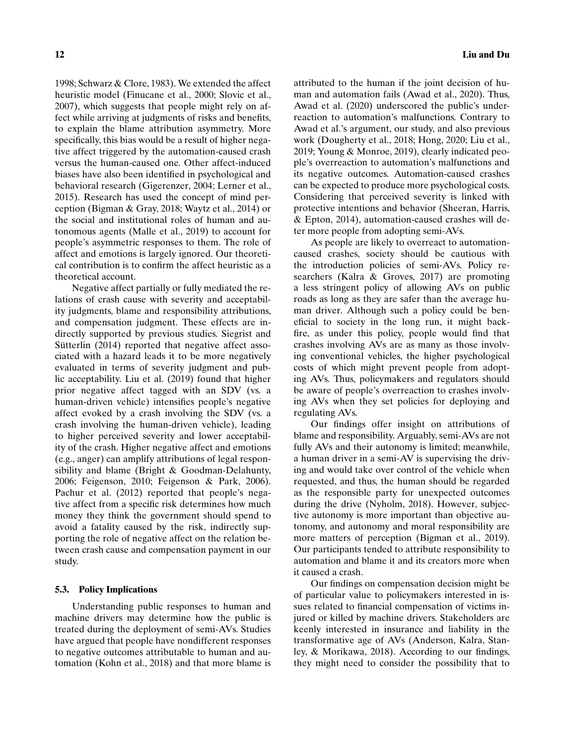1998; Schwarz & Clore, 1983). We extended the affect heuristic model (Finucane et al., 2000; Slovic et al., 2007), which suggests that people might rely on affect while arriving at judgments of risks and benefits, to explain the blame attribution asymmetry. More specifically, this bias would be a result of higher negative affect triggered by the automation-caused crash versus the human-caused one. Other affect-induced biases have also been identified in psychological and behavioral research (Gigerenzer, 2004; Lerner et al., 2015). Research has used the concept of mind perception (Bigman & Gray, 2018; Waytz et al., 2014) or the social and institutional roles of human and autonomous agents (Malle et al., 2019) to account for people's asymmetric responses to them. The role of affect and emotions is largely ignored. Our theoretical contribution is to confirm the affect heuristic as a theoretical account.

Negative affect partially or fully mediated the relations of crash cause with severity and acceptability judgments, blame and responsibility attributions, and compensation judgment. These effects are indirectly supported by previous studies. Siegrist and Sütterlin (2014) reported that negative affect associated with a hazard leads it to be more negatively evaluated in terms of severity judgment and public acceptability. Liu et al. (2019) found that higher prior negative affect tagged with an SDV (vs. a human-driven vehicle) intensifies people's negative affect evoked by a crash involving the SDV (vs. a crash involving the human-driven vehicle), leading to higher perceived severity and lower acceptability of the crash. Higher negative affect and emotions (e.g., anger) can amplify attributions of legal responsibility and blame (Bright & Goodman-Delahunty, 2006; Feigenson, 2010; Feigenson & Park, 2006). Pachur et al. (2012) reported that people's negative affect from a specific risk determines how much money they think the government should spend to avoid a fatality caused by the risk, indirectly supporting the role of negative affect on the relation between crash cause and compensation payment in our study.

### 5.3. Policy Implications

Understanding public responses to human and machine drivers may determine how the public is treated during the deployment of semi-AVs. Studies have argued that people have nondifferent responses to negative outcomes attributable to human and automation (Kohn et al., 2018) and that more blame is attributed to the human if the joint decision of human and automation fails (Awad et al., 2020). Thus, Awad et al. (2020) underscored the public's underreaction to automation's malfunctions. Contrary to Awad et al.'s argument, our study, and also previous work (Dougherty et al., 2018; Hong, 2020; Liu et al., 2019; Young & Monroe, 2019), clearly indicated people's overreaction to automation's malfunctions and its negative outcomes. Automation-caused crashes can be expected to produce more psychological costs. Considering that perceived severity is linked with protective intentions and behavior (Sheeran, Harris, & Epton, 2014), automation-caused crashes will deter more people from adopting semi-AVs.

As people are likely to overreact to automation-caused crashes, society should be cautious with the introduction policies of semi-AVs. Policy researchers (Kalra & Groves, 2017) are promoting a less stringent policy of allowing AVs on public roads as long as they are safer than the average human driver. Although such a policy could be beneficial to society in the long run, it might backfire, as under this policy, people would find that crashes involving AVs are as many as those involving conventional vehicles, the higher psychological costs of which might prevent people from adopting AVs. Thus, policymakers and regulators should be aware of people's overreaction to crashes involving AVs when they set policies for deploying and regulating AVs.

Our findings offer insight on attributions of blame and responsibility. Arguably, semi-AVs are not fully AVs and their autonomy is limited; meanwhile, a human driver in a semi-AV is supervising the driving and would take over control of the vehicle when requested, and thus, the human should be regarded as the responsible party for unexpected outcomes during the drive (Nyholm, 2018). However, subjective autonomy is more important than objective autonomy, and autonomy and moral responsibility are more matters of perception (Bigman et al., 2019). Our participants tended to attribute responsibility to automation and blame it and its creators more when it caused a crash.

Our findings on compensation decision might be of particular value to policymakers interested in issues related to financial compensation of victims injured or killed by machine drivers. Stakeholders are keenly interested in insurance and liability in the transformative age of AVs (Anderson, Kalra, Stanley, & Morikawa, 2018). According to our findings, they might need to consider the possibility that to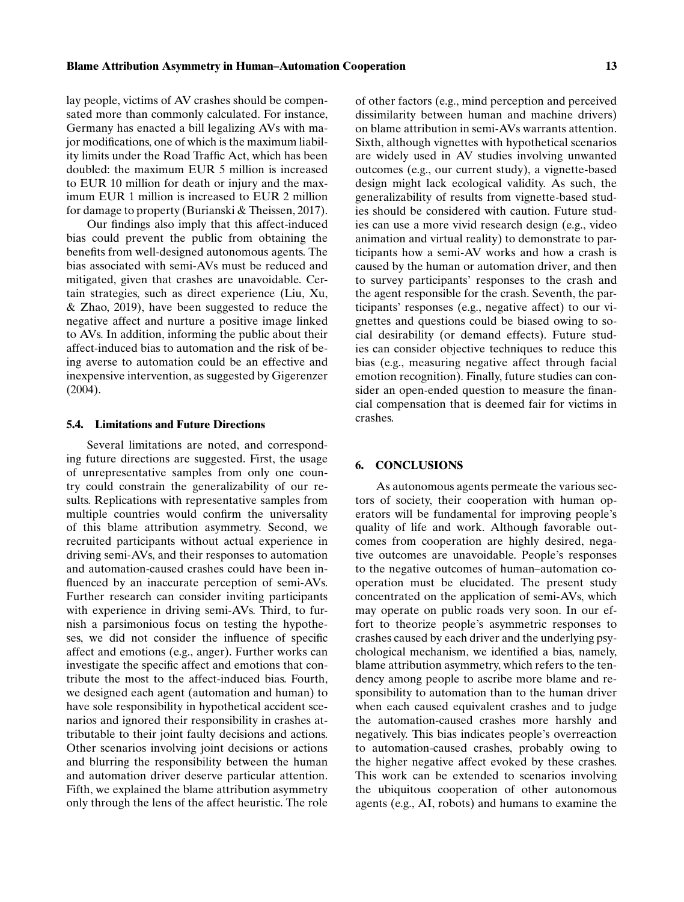lay people, victims of AV crashes should be compensated more than commonly calculated. For instance, Germany has enacted a bill legalizing AVs with major modifications, one of which is the maximum liability limits under the Road Traffic Act, which has been doubled: the maximum EUR 5 million is increased to EUR 10 million for death or injury and the maximum EUR 1 million is increased to EUR 2 million for damage to property (Burianski & Theissen, 2017).

Our findings also imply that this affect-induced bias could prevent the public from obtaining the benefits from well-designed autonomous agents. The bias associated with semi-AVs must be reduced and mitigated, given that crashes are unavoidable. Certain strategies, such as direct experience (Liu, Xu, & Zhao, 2019), have been suggested to reduce the negative affect and nurture a positive image linked to AVs. In addition, informing the public about their affect-induced bias to automation and the risk of being averse to automation could be an effective and inexpensive intervention, as suggested by Gigerenzer (2004).

### 5.4. Limitations and Future Directions

Several limitations are noted, and corresponding future directions are suggested. First, the usage of unrepresentative samples from only one country could constrain the generalizability of our results. Replications with representative samples from multiple countries would confirm the universality of this blame attribution asymmetry. Second, we recruited participants without actual experience in driving semi-AVs, and their responses to automation and automation-caused crashes could have been influenced by an inaccurate perception of semi-AVs. Further research can consider inviting participants with experience in driving semi-AVs. Third, to furnish a parsimonious focus on testing the hypotheses, we did not consider the influence of specific affect and emotions (e.g., anger). Further works can investigate the specific affect and emotions that contribute the most to the affect-induced bias. Fourth, we designed each agent (automation and human) to have sole responsibility in hypothetical accident scenarios and ignored their responsibility in crashes attributable to their joint faulty decisions and actions. Other scenarios involving joint decisions or actions and blurring the responsibility between the human and automation driver deserve particular attention. Fifth, we explained the blame attribution asymmetry only through the lens of the affect heuristic. The role of other factors (e.g., mind perception and perceived dissimilarity between human and machine drivers) on blame attribution in semi-AVs warrants attention. Sixth, although vignettes with hypothetical scenarios are widely used in AV studies involving unwanted outcomes (e.g., our current study), a vignette-based design might lack ecological validity. As such, the generalizability of results from vignette-based studies should be considered with caution. Future studies can use a more vivid research design (e.g., video animation and virtual reality) to demonstrate to participants how a semi-AV works and how a crash is caused by the human or automation driver, and then to survey participants' responses to the crash and the agent responsible for the crash. Seventh, the participants' responses (e.g., negative affect) to our vignettes and questions could be biased owing to social desirability (or demand effects). Future studies can consider objective techniques to reduce this bias (e.g., measuring negative affect through facial emotion recognition). Finally, future studies can consider an open-ended question to measure the financial compensation that is deemed fair for victims in crashes.

## 6. CONCLUSIONS

As autonomous agents permeate the various sectors of society, their cooperation with human operators will be fundamental for improving people's quality of life and work. Although favorable outcomes from cooperation are highly desired, negative outcomes are unavoidable. People's responses to the negative outcomes of human–automation cooperation must be elucidated. The present study concentrated on the application of semi-AVs, which may operate on public roads very soon. In our effort to theorize people's asymmetric responses to crashes caused by each driver and the underlying psychological mechanism, we identified a bias, namely, blame attribution asymmetry, which refers to the tendency among people to ascribe more blame and responsibility to automation than to the human driver when each caused equivalent crashes and to judge the automation-caused crashes more harshly and negatively. This bias indicates people's overreaction to automation-caused crashes, probably owing to the higher negative affect evoked by these crashes. This work can be extended to scenarios involving the ubiquitous cooperation of other autonomous agents (e.g., AI, robots) and humans to examine the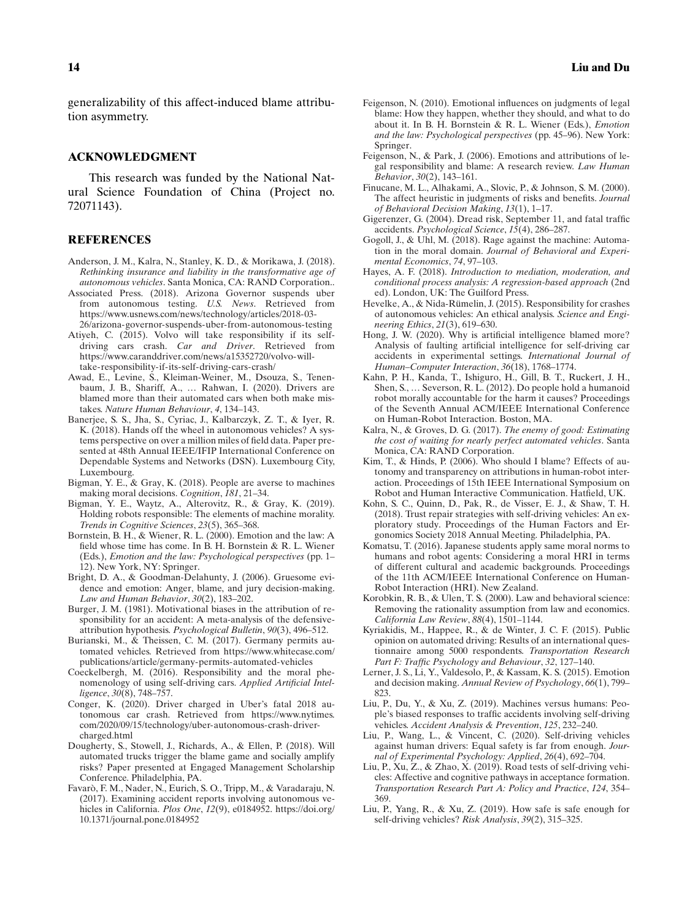generalizability of this affect-induced blame attribution asymmetry.

## ACKNOWLEDGMENT

This research was funded by the National Natural Science Foundation of China (Project no. 72071143).

## REFERENCES

Anderson, J. M., Kalra, N., Stanley, K. D., & Morikawa, J. (2018). *Rethinking insurance and liability in the transformative age of autonomous vehicles*. Santa Monica, CA: RAND Corporation..

Associated Press. (2018). Arizona Governor suspends uber from autonomous testing. *U.S. News*. Retrieved from https://www.usnews.com/news/technology/articles/2018-03-26/arizona-governor-suspends-uber-from-autonomous-testing

Atiyeh, C. (2015). Volvo will take responsibility if its self-driving cars crash. *Car and Driver*. Retrieved from https://www.caranddriver.com/news/a15352720/volvo-will-take-responsibility-if-its-self-driving-cars-crash/

Awad, E., Levine, S., Kleiman-Weiner, M., Dsouza, S., Tenenbaum, J. B., Shariff, A., … Rahwan, I. (2020). Drivers are blamed more than their automated cars when both make mistakes. *Nature Human Behaviour*, *4*, 134–143.

Banerjee, S. S., Jha, S., Cyriac, J., Kalbarczyk, Z. T., & Iyer, R. K. (2018). Hands off the wheel in autonomous vehicles? A systems perspective on over a million miles of field data. Paper presented at 48th Annual IEEE/IFIP International Conference on Dependable Systems and Networks (DSN). Luxembourg City, Luxembourg.

Bigman, Y. E., & Gray, K. (2018). People are averse to machines making moral decisions. *Cognition*, *181*, 21–34.

Bigman, Y. E., Waytz, A., Alterovitz, R., & Gray, K. (2019). Holding robots responsible: The elements of machine morality. *Trends in Cognitive Sciences*, *23*(5), 365–368.

Bornstein, B. H., & Wiener, R. L. (2000). Emotion and the law: A field whose time has come. In B. H. Bornstein & R. L. Wiener (Eds.), *Emotion and the law: Psychological perspectives* (pp. 1–12). New York, NY: Springer.

Bright, D. A., & Goodman-Delahunty, J. (2006). Gruesome evidence and emotion: Anger, blame, and jury decision-making. *Law and Human Behavior*, *30*(2), 183–202.

Burger, J. M. (1981). Motivational biases in the attribution of responsibility for an accident: A meta-analysis of the defensive-attribution hypothesis. *Psychological Bulletin*, *90*(3), 496–512.

Burianski, M., & Theissen, C. M. (2017). Germany permits automated vehicles. Retrieved from https://www.whitecase.com/publications/article/germany-permits-automated-vehicles

Coeckelbergh, M. (2016). Responsibility and the moral phenomenology of using self-driving cars. *Applied Artificial Intelligence*, *30*(8), 748–757.

Conger, K. (2020). Driver charged in Uber's fatal 2018 autonomous car crash. Retrieved from https://www.nytimes.com/2020/09/15/technology/uber-autonomous-crash-driver-charged.html

Dougherty, S., Stowell, J., Richards, A., & Ellen, P. (2018). Will automated trucks trigger the blame game and socially amplify risks? Paper presented at Engaged Management Scholarship Conference. Philadelphia, PA.

Favarò, F. M., Nader, N., Eurich, S. O., Tripp, M., & Varadaraju, N. (2017). Examining accident reports involving autonomous vehicles in California. *Plos One*, *12*(9), e0184952. https://doi.org/10.1371/journal.pone.0184952

Feigenson, N. (2010). Emotional influences on judgments of legal blame: How they happen, whether they should, and what to do about it. In B. H. Bornstein & R. L. Wiener (Eds.), *Emotion and the law: Psychological perspectives* (pp. 45–96). New York: Springer.

Feigenson, N., & Park, J. (2006). Emotions and attributions of legal responsibility and blame: A research review. *Law Human Behavior*, *30*(2), 143–161.

Finucane, M. L., Alhakami, A., Slovic, P., & Johnson, S. M. (2000). The affect heuristic in judgments of risks and benefits. *Journal of Behavioral Decision Making*, *13*(1), 1–17.

Gigerenzer, G. (2004). Dread risk, September 11, and fatal traffic accidents. *Psychological Science*, *15*(4), 286–287.

Gogoll, J., & Uhl, M. (2018). Rage against the machine: Automation in the moral domain. *Journal of Behavioral and Experimental Economics*, *74*, 97–103.

Hayes, A. F. (2018). *Introduction to mediation, moderation, and conditional process analysis: A regression-based approach* (2nd ed). London, UK: The Guilford Press.

Hevelke, A., & Nida-Rümelin, J. (2015). Responsibility for crashes of autonomous vehicles: An ethical analysis. *Science and Engineering Ethics*, *21*(3), 619–630.

Hong, J. W. (2020). Why is artificial intelligence blamed more? Analysis of faulting artificial intelligence for self-driving car accidents in experimental settings. *International Journal of Human–Computer Interaction*, *36*(18), 1768–1774.

Kahn, P. H., Kanda, T., Ishiguro, H., Gill, B. T., Ruckert, J. H., Shen, S., … Severson, R. L. (2012). Do people hold a humanoid robot morally accountable for the harm it causes? Proceedings of the Seventh Annual ACM/IEEE International Conference on Human-Robot Interaction. Boston, MA.

Kalra, N., & Groves, D. G. (2017). *The enemy of good: Estimating the cost of waiting for nearly perfect automated vehicles*. Santa Monica, CA: RAND Corporation.

Kim, T., & Hinds, P. (2006). Who should I blame? Effects of autonomy and transparency on attributions in human-robot interaction. Proceedings of 15th IEEE International Symposium on Robot and Human Interactive Communication. Hatfield, UK.

Kohn, S. C., Quinn, D., Pak, R., de Visser, E. J., & Shaw, T. H. (2018). Trust repair strategies with self-driving vehicles: An exploratory study. Proceedings of the Human Factors and Ergonomics Society 2018 Annual Meeting. Philadelphia, PA.

Komatsu, T. (2016). Japanese students apply same moral norms to humans and robot agents: Considering a moral HRI in terms of different cultural and academic backgrounds. Proceedings of the 11th ACM/IEEE International Conference on Human-Robot Interaction (HRI). New Zealand.

Korobkin, R. B., & Ulen, T. S. (2000). Law and behavioral science: Removing the rationality assumption from law and economics. *California Law Review*, *88*(4), 1501–1144.

Kyriakidis, M., Happee, R., & de Winter, J. C. F. (2015). Public opinion on automated driving: Results of an international questionnaire among 5000 respondents. *Transportation Research Part F: Traffic Psychology and Behaviour*, *32*, 127–140.

Lerner, J. S., Li, Y., Valdesolo, P., & Kassam, K. S. (2015). Emotion and decision making. *Annual Review of Psychology*, *66*(1), 799–823.

Liu, P., Du, Y., & Xu, Z. (2019). Machines versus humans: People's biased responses to traffic accidents involving self-driving vehicles. *Accident Analysis & Prevention*, *125*, 232–240.

Liu, P., Wang, L., & Vincent, C. (2020). Self-driving vehicles against human drivers: Equal safety is far from enough. *Journal of Experimental Psychology: Applied*, *26*(4), 692–704.

Liu, P., Xu, Z., & Zhao, X. (2019). Road tests of self-driving vehicles: Affective and cognitive pathways in acceptance formation. *Transportation Research Part A: Policy and Practice*, *124*, 354–369.

Liu, P., Yang, R., & Xu, Z. (2019). How safe is safe enough for self-driving vehicles? *Risk Analysis*, *39*(2), 315–325.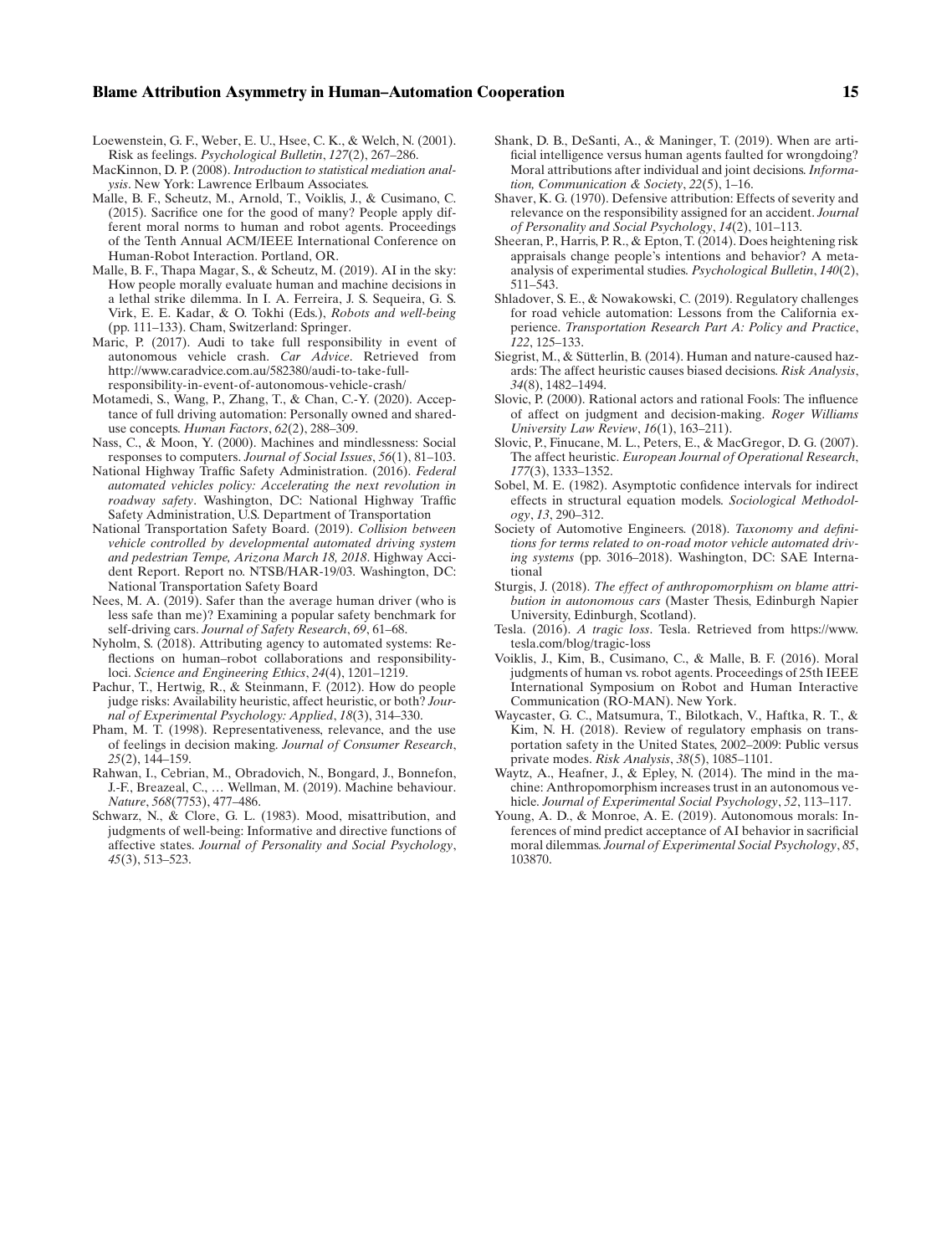Loewenstein, G. F., Weber, E. U., Hsee, C. K., & Welch, N. (2001). Risk as feelings. *Psychological Bulletin*, *127*(2), 267–286.

MacKinnon, D. P. (2008). *Introduction to statistical mediation analysis*. New York: Lawrence Erlbaum Associates.

Malle, B. F., Scheutz, M., Arnold, T., Voiklis, J., & Cusimano, C. (2015). Sacrifice one for the good of many? People apply different moral norms to human and robot agents. Proceedings of the Tenth Annual ACM/IEEE International Conference on Human-Robot Interaction. Portland, OR.

Malle, B. F., Thapa Magar, S., & Scheutz, M. (2019). AI in the sky: How people morally evaluate human and machine decisions in a lethal strike dilemma. In I. A. Ferreira, J. S. Sequeira, G. S. Virk, E. E. Kadar, & O. Tokhi (Eds.), *Robots and well-being* (pp. 111–133). Cham, Switzerland: Springer.

Maric, P. (2017). Audi to take full responsibility in event of autonomous vehicle crash. *Car Advice*. Retrieved from http://www.caradvice.com.au/582380/audi-to-take-full-responsibility-in-event-of-autonomous-vehicle-crash/

Motamedi, S., Wang, P., Zhang, T., & Chan, C.-Y. (2020). Acceptance of full driving automation: Personally owned and shared-use concepts. *Human Factors*, *62*(2), 288–309.

Nass, C., & Moon, Y. (2000). Machines and mindlessness: Social responses to computers. *Journal of Social Issues*, *56*(1), 81–103.

National Highway Traffic Safety Administration. (2016). *Federal automated vehicles policy: Accelerating the next revolution in roadway safety*. Washington, DC: National Highway Traffic Safety Administration, U.S. Department of Transportation

National Transportation Safety Board. (2019). *Collision between vehicle controlled by developmental automated driving system and pedestrian Tempe, Arizona March 18, 2018*. Highway Accident Report. Report no. NTSB/HAR-19/03. Washington, DC: National Transportation Safety Board

Nees, M. A. (2019). Safer than the average human driver (who is less safe than me)? Examining a popular safety benchmark for self-driving cars. *Journal of Safety Research*, *69*, 61–68.

Nyholm, S. (2018). Attributing agency to automated systems: Reflections on human–robot collaborations and responsibility-loci. *Science and Engineering Ethics*, *24*(4), 1201–1219.

Pachur, T., Hertwig, R., & Steinmann, F. (2012). How do people judge risks: Availability heuristic, affect heuristic, or both? *Journal of Experimental Psychology: Applied*, *18*(3), 314–330.

Pham, M. T. (1998). Representativeness, relevance, and the use of feelings in decision making. *Journal of Consumer Research*, *25*(2), 144–159.

Rahwan, I., Cebrian, M., Obradovich, N., Bongard, J., Bonnefon, J.-F., Breazeal, C., … Wellman, M. (2019). Machine behaviour. *Nature*, *568*(7753), 477–486.

Schwarz, N., & Clore, G. L. (1983). Mood, misattribution, and judgments of well-being: Informative and directive functions of affective states. *Journal of Personality and Social Psychology*, *45*(3), 513–523.

Shank, D. B., DeSanti, A., & Maninger, T. (2019). When are artificial intelligence versus human agents faulted for wrongdoing? Moral attributions after individual and joint decisions. *Information, Communication & Society*, *22*(5), 1–16.

Shaver, K. G. (1970). Defensive attribution: Effects of severity and relevance on the responsibility assigned for an accident. *Journal of Personality and Social Psychology*, *14*(2), 101–113.

Sheeran, P., Harris, P. R., & Epton, T. (2014). Does heightening risk appraisals change people's intentions and behavior? A meta-analysis of experimental studies. *Psychological Bulletin*, *140*(2), 511–543.

Shladover, S. E., & Nowakowski, C. (2019). Regulatory challenges for road vehicle automation: Lessons from the California experience. *Transportation Research Part A: Policy and Practice*, *122*, 125–133.

Siegrist, M., & Sütterlin, B. (2014). Human and nature-caused hazards: The affect heuristic causes biased decisions. *Risk Analysis*, *34*(8), 1482–1494.

Slovic, P. (2000). Rational actors and rational Fools: The influence of affect on judgment and decision-making. *Roger Williams University Law Review*, *16*(1), 163–211).

Slovic, P., Finucane, M. L., Peters, E., & MacGregor, D. G. (2007). The affect heuristic. *European Journal of Operational Research*, *177*(3), 1333–1352.

Sobel, M. E. (1982). Asymptotic confidence intervals for indirect effects in structural equation models. *Sociological Methodology*, *13*, 290–312.

Society of Automotive Engineers. (2018). *Taxonomy and definitions for terms related to on-road motor vehicle automated driving systems* (pp. 3016–2018). Washington, DC: SAE International

Sturgis, J. (2018). *The effect of anthropomorphism on blame attribution in autonomous cars* (Master Thesis, Edinburgh Napier University, Edinburgh, Scotland).

Tesla. (2016). *A tragic loss*. Tesla. Retrieved from https://www.tesla.com/blog/tragic-loss

Voiklis, J., Kim, B., Cusimano, C., & Malle, B. F. (2016). Moral judgments of human vs. robot agents. Proceedings of 25th IEEE International Symposium on Robot and Human Interactive Communication (RO-MAN). New York.

Waycaster, G. C., Matsumura, T., Bilotkach, V., Haftka, R. T., & Kim, N. H. (2018). Review of regulatory emphasis on transportation safety in the United States, 2002–2009: Public versus private modes. *Risk Analysis*, *38*(5), 1085–1101.

Waytz, A., Heafner, J., & Epley, N. (2014). The mind in the machine: Anthropomorphism increases trust in an autonomous vehicle. *Journal of Experimental Social Psychology*, *52*, 113–117.

Young, A. D., & Monroe, A. E. (2019). Autonomous morals: Inferences of mind predict acceptance of AI behavior in sacrificial moral dilemmas. *Journal of Experimental Social Psychology*, *85*, 103870.